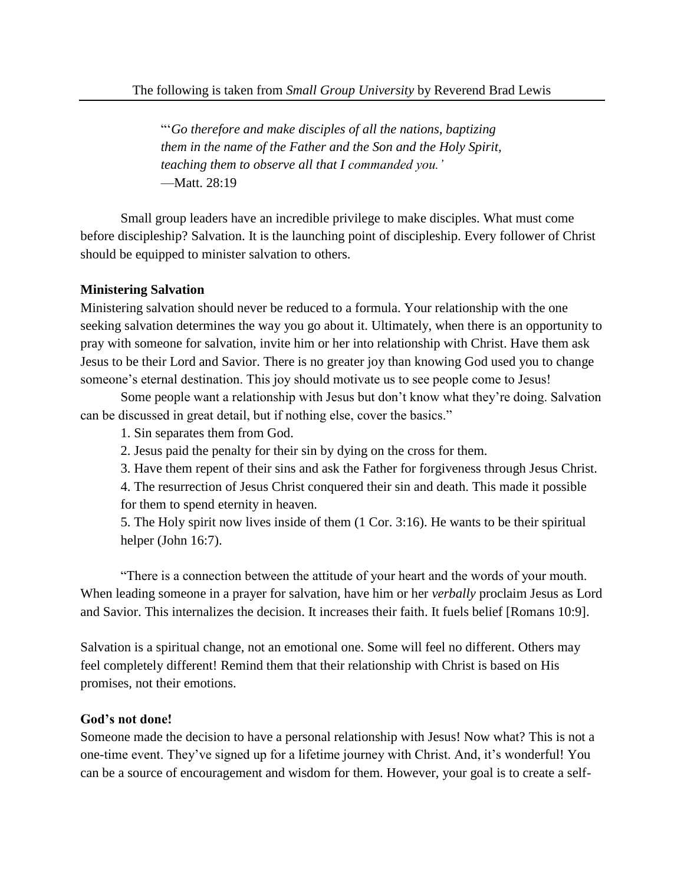The following is taken from *Small Group University* by Reverend Brad Lewis

> "'*Go therefore and make disciples of all the nations, baptizing them in the name of the Father and the Son and the Holy Spirit, teaching them to observe all that I commanded you.'*
> —Matt. 28:19

Small group leaders have an incredible privilege to make disciples. What must come before discipleship? Salvation. It is the launching point of discipleship. Every follower of Christ should be equipped to minister salvation to others.

**Ministering Salvation**

Ministering salvation should never be reduced to a formula. Your relationship with the one seeking salvation determines the way you go about it. Ultimately, when there is an opportunity to pray with someone for salvation, invite him or her into relationship with Christ. Have them ask Jesus to be their Lord and Savior. There is no greater joy than knowing God used you to change someone's eternal destination. This joy should motivate us to see people come to Jesus!

Some people want a relationship with Jesus but don't know what they're doing. Salvation can be discussed in great detail, but if nothing else, cover the basics."

1. Sin separates them from God.
2. Jesus paid the penalty for their sin by dying on the cross for them.
3. Have them repent of their sins and ask the Father for forgiveness through Jesus Christ.
4. The resurrection of Jesus Christ conquered their sin and death. This made it possible for them to spend eternity in heaven.
5. The Holy spirit now lives inside of them (1 Cor. 3:16). He wants to be their spiritual helper (John 16:7).

"There is a connection between the attitude of your heart and the words of your mouth. When leading someone in a prayer for salvation, have him or her *verbally* proclaim Jesus as Lord and Savior. This internalizes the decision. It increases their faith. It fuels belief [Romans 10:9].

Salvation is a spiritual change, not an emotional one. Some will feel no different. Others may feel completely different! Remind them that their relationship with Christ is based on His promises, not their emotions.

**God's not done!**

Someone made the decision to have a personal relationship with Jesus! Now what? This is not a one-time event. They've signed up for a lifetime journey with Christ. And, it's wonderful! You can be a source of encouragement and wisdom for them. However, your goal is to create a self-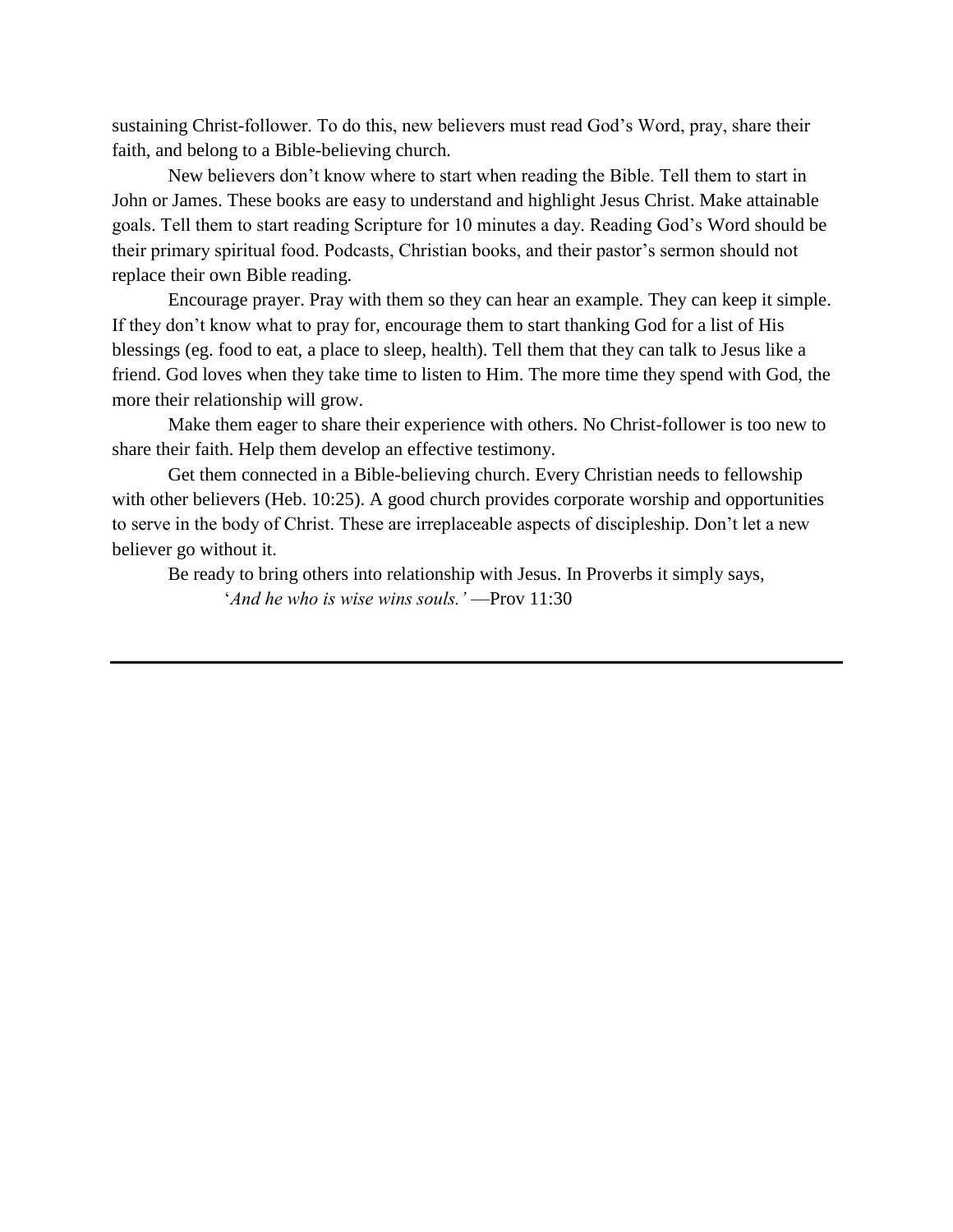sustaining Christ-follower. To do this, new believers must read God's Word, pray, share their faith, and belong to a Bible-believing church.

New believers don't know where to start when reading the Bible. Tell them to start in John or James. These books are easy to understand and highlight Jesus Christ. Make attainable goals. Tell them to start reading Scripture for 10 minutes a day. Reading God's Word should be their primary spiritual food. Podcasts, Christian books, and their pastor's sermon should not replace their own Bible reading.

Encourage prayer. Pray with them so they can hear an example. They can keep it simple. If they don't know what to pray for, encourage them to start thanking God for a list of His blessings (eg. food to eat, a place to sleep, health). Tell them that they can talk to Jesus like a friend. God loves when they take time to listen to Him. The more time they spend with God, the more their relationship will grow.

Make them eager to share their experience with others. No Christ-follower is too new to share their faith. Help them develop an effective testimony.

Get them connected in a Bible-believing church. Every Christian needs to fellowship with other believers (Heb. 10:25). A good church provides corporate worship and opportunities to serve in the body of Christ. These are irreplaceable aspects of discipleship. Don't let a new believer go without it.

Be ready to bring others into relationship with Jesus. In Proverbs it simply says,

> '*And he who is wise wins souls.'* —Prov 11:30

---